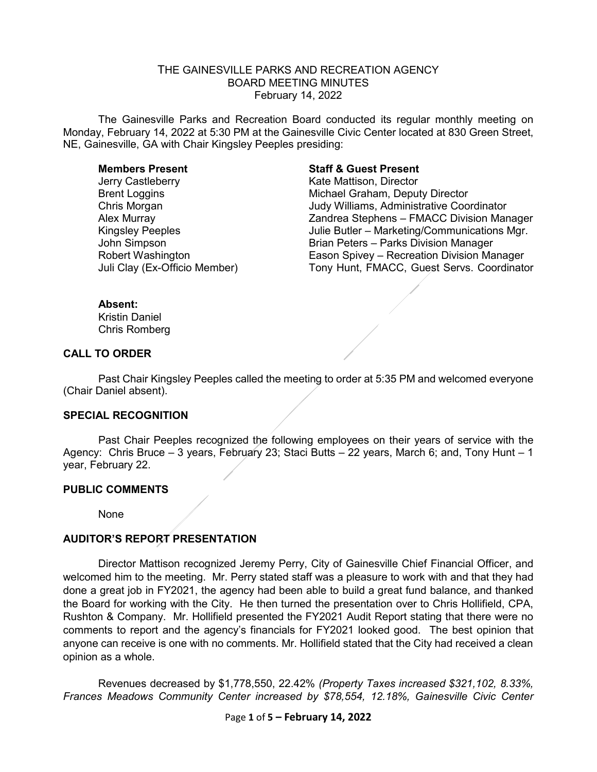# THE GAINESVILLE PARKS AND RECREATION AGENCY
## BOARD MEETING MINUTES
February 14, 2022

The Gainesville Parks and Recreation Board conducted its regular monthly meeting on Monday, February 14, 2022 at 5:30 PM at the Gainesville Civic Center located at 830 Green Street, NE, Gainesville, GA with Chair Kingsley Peeples presiding:

| **Members Present** | **Staff & Guest Present** |
|---|---|
| Jerry Castleberry | Kate Mattison, Director |
| Brent Loggins | Michael Graham, Deputy Director |
| Chris Morgan | Judy Williams, Administrative Coordinator |
| Alex Murray | Zandrea Stephens – FMACC Division Manager |
| Kingsley Peeples | Julie Butler – Marketing/Communications Mgr. |
| John Simpson | Brian Peters – Parks Division Manager |
| Robert Washington | Eason Spivey – Recreation Division Manager |
| Juli Clay (Ex-Officio Member) | Tony Hunt, FMACC, Guest Servs. Coordinator |

**Absent:**
Kristin Daniel
Chris Romberg

## CALL TO ORDER

Past Chair Kingsley Peeples called the meeting to order at 5:35 PM and welcomed everyone (Chair Daniel absent).

## SPECIAL RECOGNITION

Past Chair Peeples recognized the following employees on their years of service with the Agency: Chris Bruce – 3 years, February 23; Staci Butts – 22 years, March 6; and, Tony Hunt – 1 year, February 22.

## PUBLIC COMMENTS

None

## AUDITOR'S REPORT PRESENTATION

Director Mattison recognized Jeremy Perry, City of Gainesville Chief Financial Officer, and welcomed him to the meeting. Mr. Perry stated staff was a pleasure to work with and that they had done a great job in FY2021, the agency had been able to build a great fund balance, and thanked the Board for working with the City. He then turned the presentation over to Chris Hollifield, CPA, Rushton & Company. Mr. Hollifield presented the FY2021 Audit Report stating that there were no comments to report and the agency's financials for FY2021 looked good. The best opinion that anyone can receive is one with no comments. Mr. Hollifield stated that the City had received a clean opinion as a whole.

Revenues decreased by $1,778,550, 22.42% *(Property Taxes increased $321,102, 8.33%, Frances Meadows Community Center increased by $78,554, 12.18%, Gainesville Civic Center*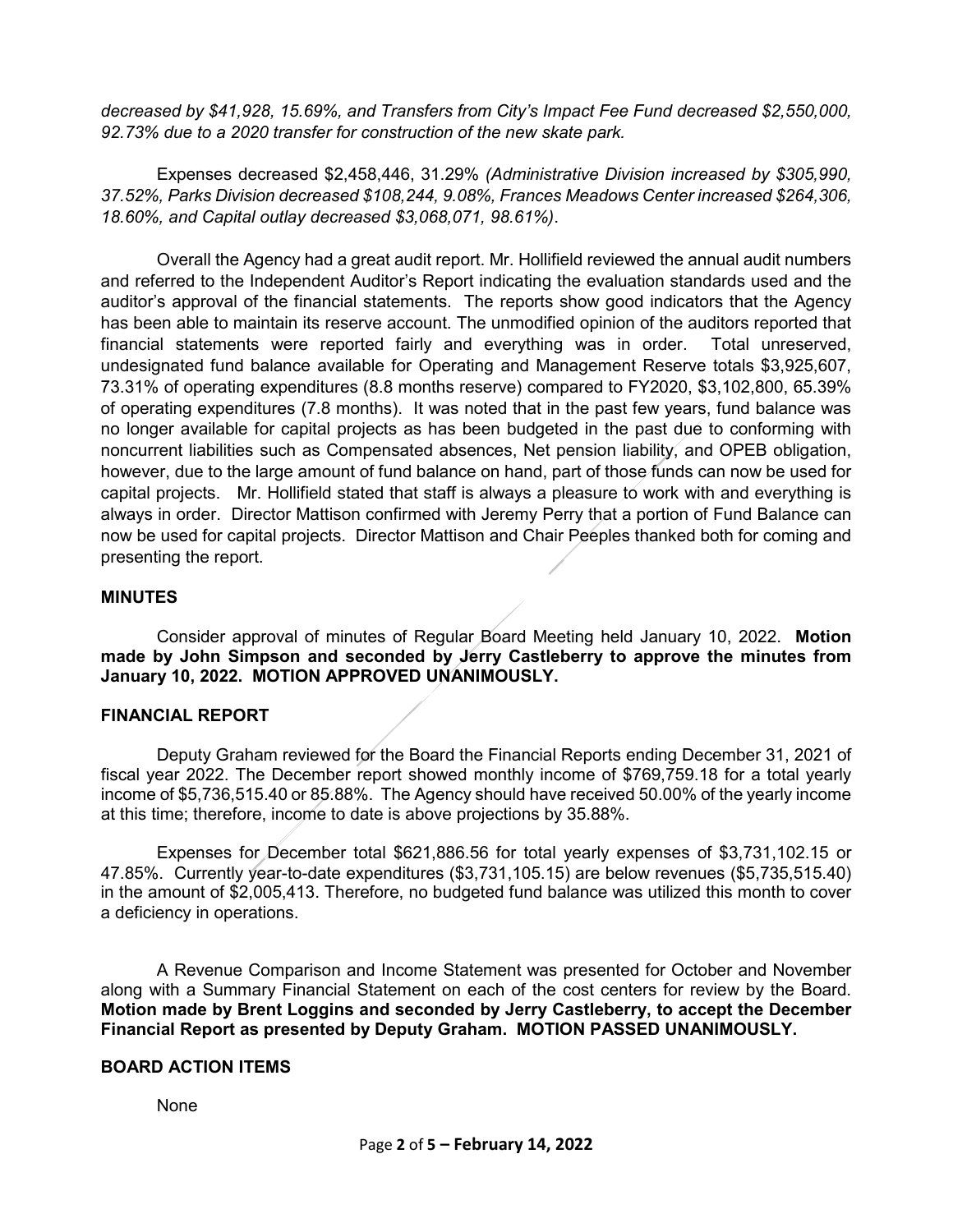*decreased by $41,928, 15.69%, and Transfers from City's Impact Fee Fund decreased $2,550,000, 92.73% due to a 2020 transfer for construction of the new skate park.*

Expenses decreased $2,458,446, 31.29% *(Administrative Division increased by $305,990, 37.52%, Parks Division decreased $108,244, 9.08%, Frances Meadows Center increased $264,306, 18.60%, and Capital outlay decreased $3,068,071, 98.61%)*.

Overall the Agency had a great audit report. Mr. Hollifield reviewed the annual audit numbers and referred to the Independent Auditor's Report indicating the evaluation standards used and the auditor's approval of the financial statements. The reports show good indicators that the Agency has been able to maintain its reserve account. The unmodified opinion of the auditors reported that financial statements were reported fairly and everything was in order. Total unreserved, undesignated fund balance available for Operating and Management Reserve totals $3,925,607, 73.31% of operating expenditures (8.8 months reserve) compared to FY2020, $3,102,800, 65.39% of operating expenditures (7.8 months). It was noted that in the past few years, fund balance was no longer available for capital projects as has been budgeted in the past due to conforming with noncurrent liabilities such as Compensated absences, Net pension liability, and OPEB obligation, however, due to the large amount of fund balance on hand, part of those funds can now be used for capital projects. Mr. Hollifield stated that staff is always a pleasure to work with and everything is always in order. Director Mattison confirmed with Jeremy Perry that a portion of Fund Balance can now be used for capital projects. Director Mattison and Chair Peeples thanked both for coming and presenting the report.

## MINUTES

Consider approval of minutes of Regular Board Meeting held January 10, 2022. **Motion made by John Simpson and seconded by Jerry Castleberry to approve the minutes from January 10, 2022. MOTION APPROVED UNANIMOUSLY.**

## FINANCIAL REPORT

Deputy Graham reviewed for the Board the Financial Reports ending December 31, 2021 of fiscal year 2022. The December report showed monthly income of $769,759.18 for a total yearly income of $5,736,515.40 or 85.88%. The Agency should have received 50.00% of the yearly income at this time; therefore, income to date is above projections by 35.88%.

Expenses for December total $621,886.56 for total yearly expenses of $3,731,102.15 or 47.85%. Currently year-to-date expenditures ($3,731,105.15) are below revenues ($5,735,515.40) in the amount of $2,005,413. Therefore, no budgeted fund balance was utilized this month to cover a deficiency in operations.

A Revenue Comparison and Income Statement was presented for October and November along with a Summary Financial Statement on each of the cost centers for review by the Board. **Motion made by Brent Loggins and seconded by Jerry Castleberry, to accept the December Financial Report as presented by Deputy Graham. MOTION PASSED UNANIMOUSLY.**

## BOARD ACTION ITEMS

None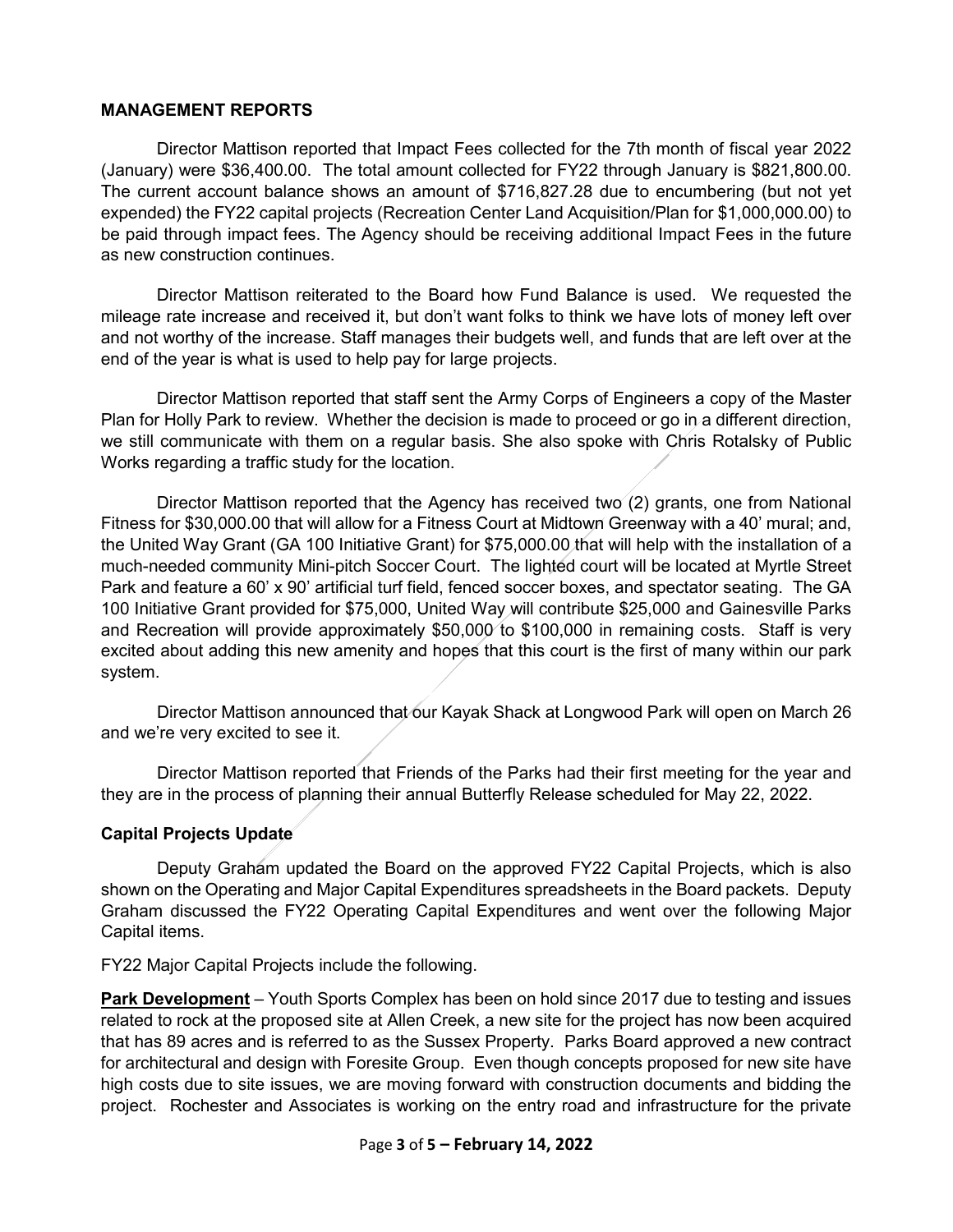## MANAGEMENT REPORTS

Director Mattison reported that Impact Fees collected for the 7th month of fiscal year 2022 (January) were $36,400.00. The total amount collected for FY22 through January is $821,800.00. The current account balance shows an amount of $716,827.28 due to encumbering (but not yet expended) the FY22 capital projects (Recreation Center Land Acquisition/Plan for $1,000,000.00) to be paid through impact fees. The Agency should be receiving additional Impact Fees in the future as new construction continues.

Director Mattison reiterated to the Board how Fund Balance is used. We requested the mileage rate increase and received it, but don't want folks to think we have lots of money left over and not worthy of the increase. Staff manages their budgets well, and funds that are left over at the end of the year is what is used to help pay for large projects.

Director Mattison reported that staff sent the Army Corps of Engineers a copy of the Master Plan for Holly Park to review. Whether the decision is made to proceed or go in a different direction, we still communicate with them on a regular basis. She also spoke with Chris Rotalsky of Public Works regarding a traffic study for the location.

Director Mattison reported that the Agency has received two (2) grants, one from National Fitness for $30,000.00 that will allow for a Fitness Court at Midtown Greenway with a 40' mural; and, the United Way Grant (GA 100 Initiative Grant) for $75,000.00 that will help with the installation of a much-needed community Mini-pitch Soccer Court. The lighted court will be located at Myrtle Street Park and feature a 60' x 90' artificial turf field, fenced soccer boxes, and spectator seating. The GA 100 Initiative Grant provided for $75,000, United Way will contribute $25,000 and Gainesville Parks and Recreation will provide approximately $50,000 to $100,000 in remaining costs. Staff is very excited about adding this new amenity and hopes that this court is the first of many within our park system.

Director Mattison announced that our Kayak Shack at Longwood Park will open on March 26 and we're very excited to see it.

Director Mattison reported that Friends of the Parks had their first meeting for the year and they are in the process of planning their annual Butterfly Release scheduled for May 22, 2022.

### Capital Projects Update

Deputy Graham updated the Board on the approved FY22 Capital Projects, which is also shown on the Operating and Major Capital Expenditures spreadsheets in the Board packets. Deputy Graham discussed the FY22 Operating Capital Expenditures and went over the following Major Capital items.

FY22 Major Capital Projects include the following.

**Park Development** – Youth Sports Complex has been on hold since 2017 due to testing and issues related to rock at the proposed site at Allen Creek, a new site for the project has now been acquired that has 89 acres and is referred to as the Sussex Property. Parks Board approved a new contract for architectural and design with Foresite Group. Even though concepts proposed for new site have high costs due to site issues, we are moving forward with construction documents and bidding the project. Rochester and Associates is working on the entry road and infrastructure for the private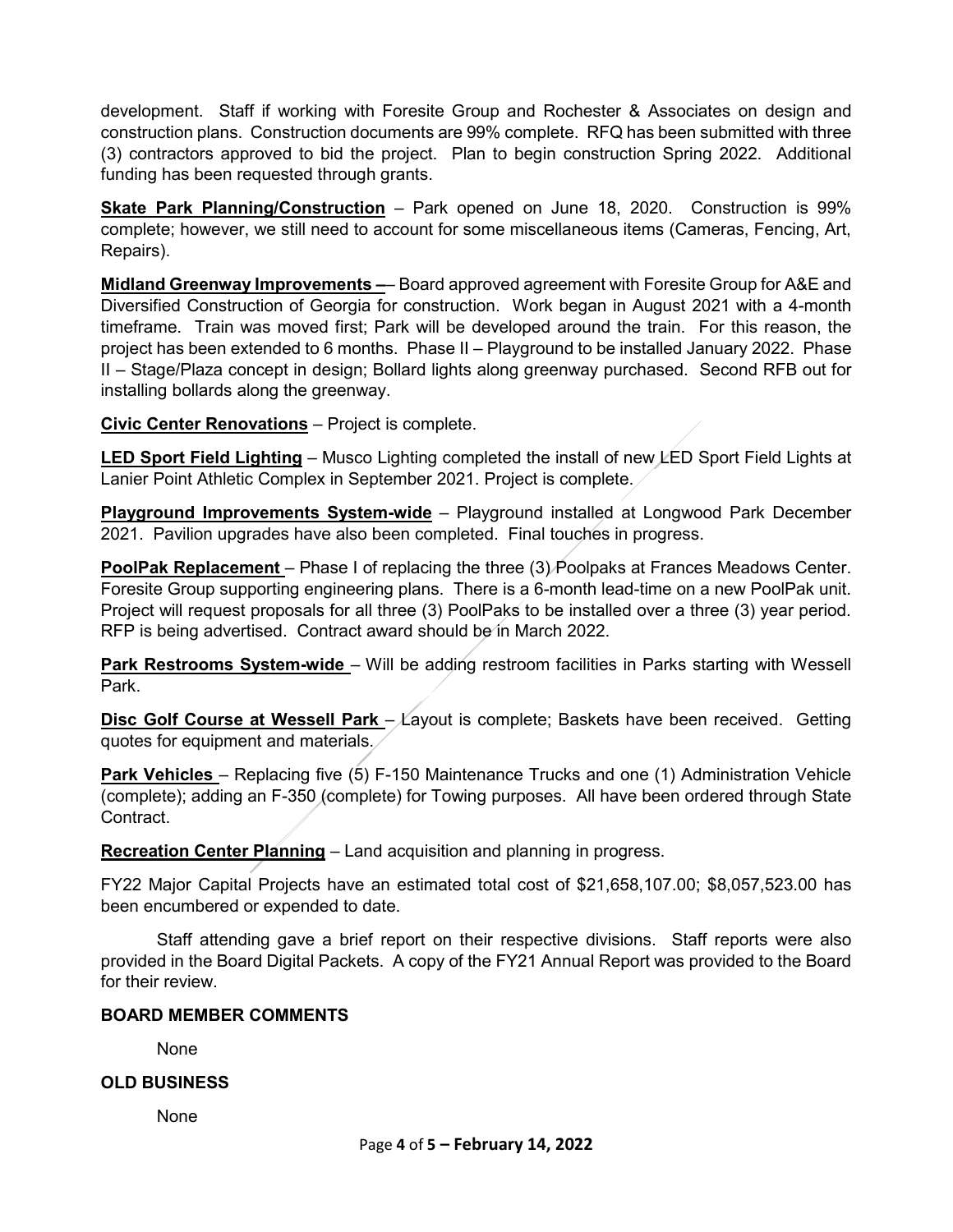development. Staff if working with Foresite Group and Rochester & Associates on design and construction plans. Construction documents are 99% complete. RFQ has been submitted with three (3) contractors approved to bid the project. Plan to begin construction Spring 2022. Additional funding has been requested through grants.

**Skate Park Planning/Construction** – Park opened on June 18, 2020. Construction is 99% complete; however, we still need to account for some miscellaneous items (Cameras, Fencing, Art, Repairs).

**Midland Greenway Improvements –**– Board approved agreement with Foresite Group for A&E and Diversified Construction of Georgia for construction. Work began in August 2021 with a 4-month timeframe. Train was moved first; Park will be developed around the train. For this reason, the project has been extended to 6 months. Phase II – Playground to be installed January 2022. Phase II – Stage/Plaza concept in design; Bollard lights along greenway purchased. Second RFB out for installing bollards along the greenway.

**Civic Center Renovations** – Project is complete.

**LED Sport Field Lighting** – Musco Lighting completed the install of new LED Sport Field Lights at Lanier Point Athletic Complex in September 2021. Project is complete.

**Playground Improvements System-wide** – Playground installed at Longwood Park December 2021. Pavilion upgrades have also been completed. Final touches in progress.

**PoolPak Replacement** – Phase I of replacing the three (3) Poolpaks at Frances Meadows Center. Foresite Group supporting engineering plans. There is a 6-month lead-time on a new PoolPak unit. Project will request proposals for all three (3) PoolPaks to be installed over a three (3) year period. RFP is being advertised. Contract award should be in March 2022.

**Park Restrooms System-wide** – Will be adding restroom facilities in Parks starting with Wessell Park.

**Disc Golf Course at Wessell Park** – Layout is complete; Baskets have been received. Getting quotes for equipment and materials.

**Park Vehicles** – Replacing five (5) F-150 Maintenance Trucks and one (1) Administration Vehicle (complete); adding an F-350 (complete) for Towing purposes. All have been ordered through State Contract.

**Recreation Center Planning** – Land acquisition and planning in progress.

FY22 Major Capital Projects have an estimated total cost of $21,658,107.00; $8,057,523.00 has been encumbered or expended to date.

Staff attending gave a brief report on their respective divisions. Staff reports were also provided in the Board Digital Packets. A copy of the FY21 Annual Report was provided to the Board for their review.

**BOARD MEMBER COMMENTS**

None

**OLD BUSINESS**

None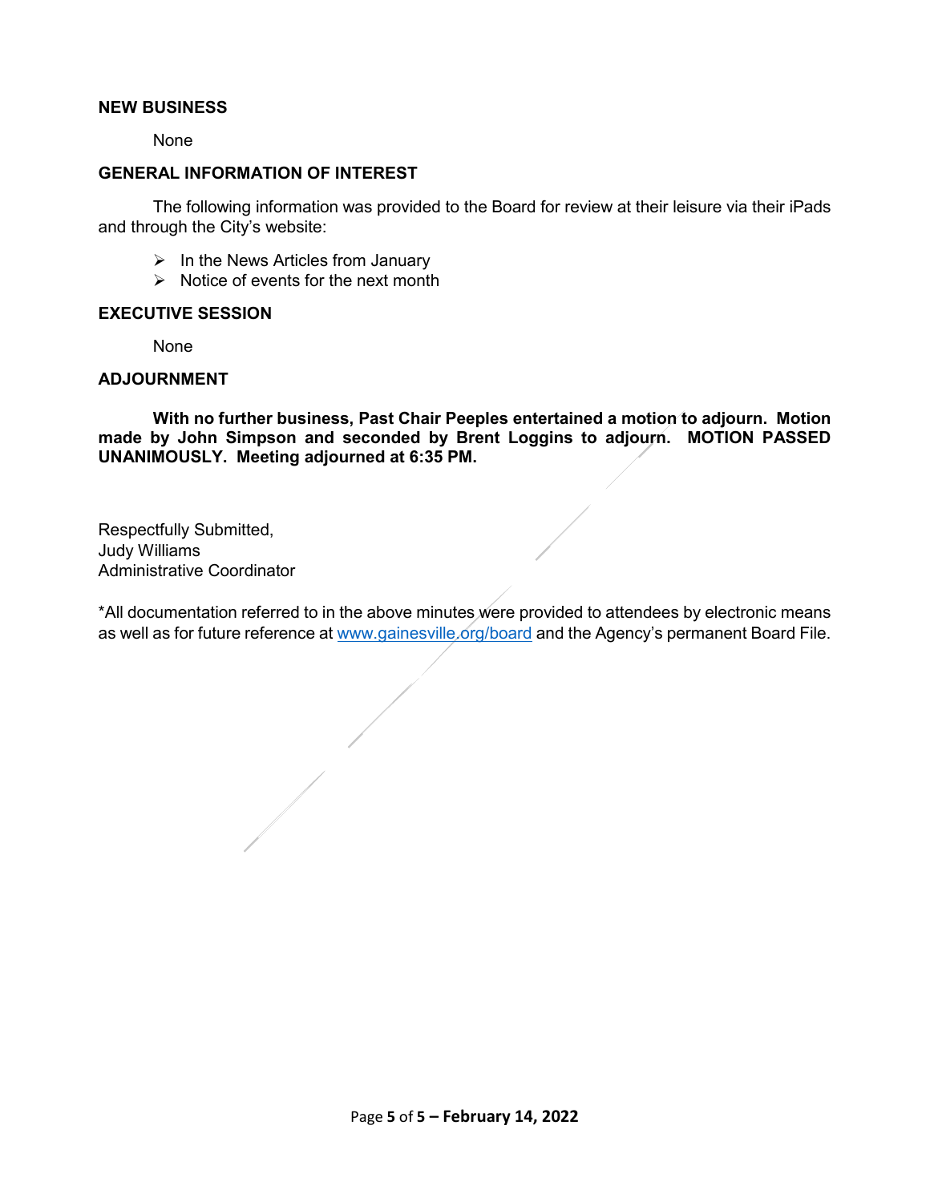## NEW BUSINESS

None

## GENERAL INFORMATION OF INTEREST

The following information was provided to the Board for review at their leisure via their iPads and through the City's website:

- In the News Articles from January
- Notice of events for the next month

## EXECUTIVE SESSION

None

## ADJOURNMENT

**With no further business, Past Chair Peeples entertained a motion to adjourn. Motion made by John Simpson and seconded by Brent Loggins to adjourn. MOTION PASSED UNANIMOUSLY. Meeting adjourned at 6:35 PM.**

Respectfully Submitted,
Judy Williams
Administrative Coordinator

*All documentation referred to in the above minutes were provided to attendees by electronic means as well as for future reference at [www.gainesville.org/board](www.gainesville.org/board) and the Agency's permanent Board File.